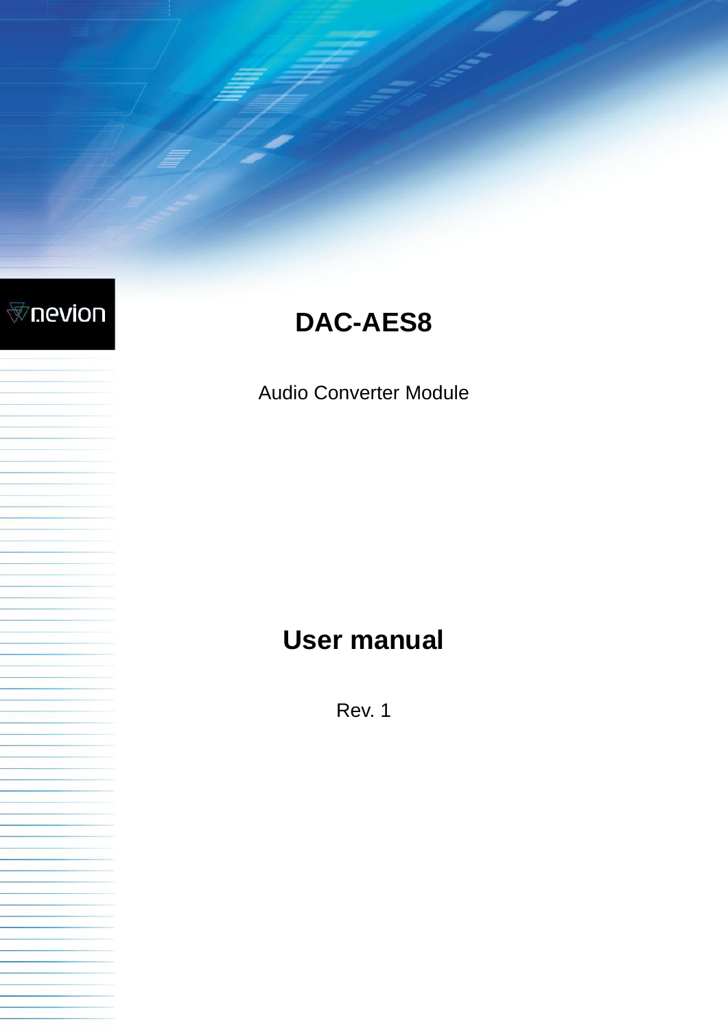nevion

# DAC-AES8

Audio Converter Module

# User manual

Rev. 1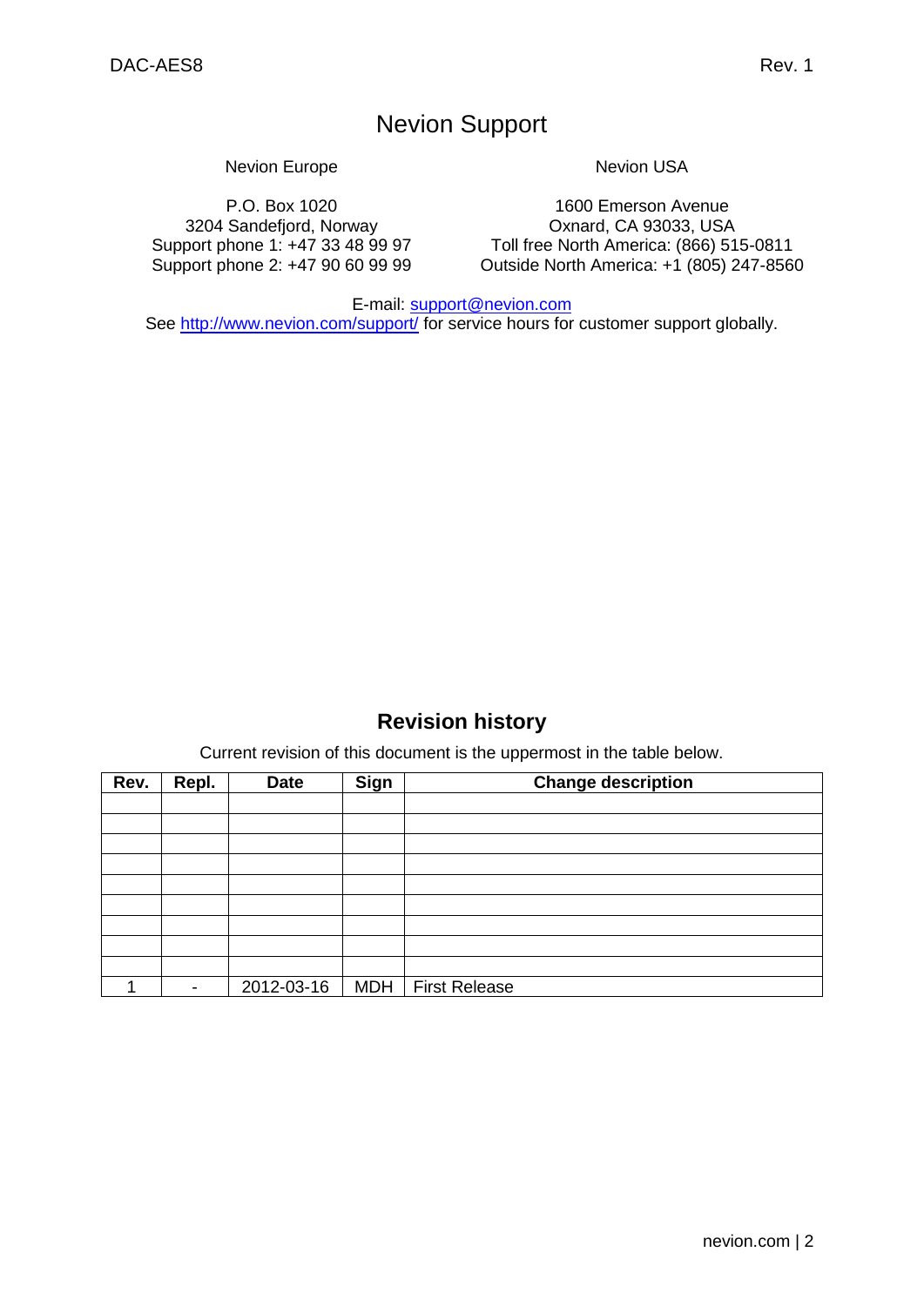# Nevion Support

Nevion Europe

P.O. Box 1020
3204 Sandefjord, Norway
Support phone 1: +47 33 48 99 97
Support phone 2: +47 90 60 99 99

Nevion USA

1600 Emerson Avenue
Oxnard, CA 93033, USA
Toll free North America: (866) 515-0811
Outside North America: +1 (805) 247-8560

E-mail: support@nevion.com
See http://www.nevion.com/support/ for service hours for customer support globally.

## Revision history

Current revision of this document is the uppermost in the table below.

| Rev. | Repl. | Date | Sign | Change description |
|---|---|---|---|---|
| | | | | |
| | | | | |
| | | | | |
| | | | | |
| | | | | |
| | | | | |
| | | | | |
| | | | | |
| | | | | |
| 1 | - | 2012-03-16 | MDH | First Release |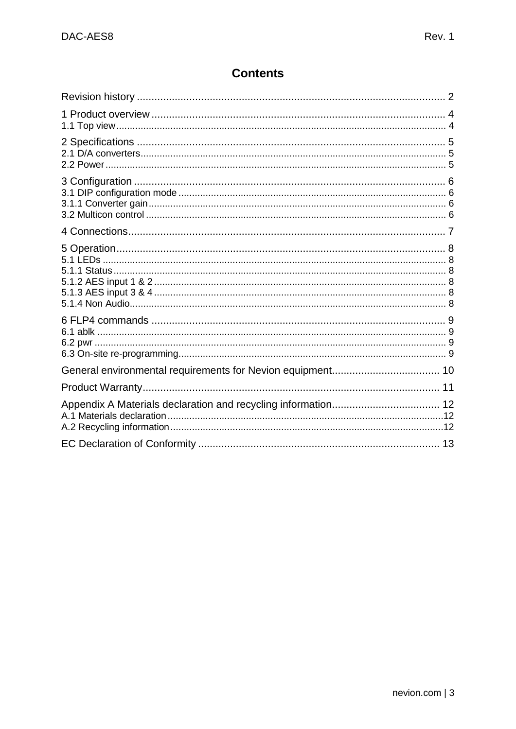# Contents

Revision history .......... 2

1 Product overview .......... 4
1.1 Top view .......... 4

2 Specifications .......... 5
2.1 D/A converters .......... 5
2.2 Power .......... 5

3 Configuration .......... 6
3.1 DIP configuration mode .......... 6
3.1.1 Converter gain .......... 6
3.2 Multicon control .......... 6

4 Connections .......... 7

5 Operation .......... 8
5.1 LEDs .......... 8
5.1.1 Status .......... 8
5.1.2 AES input 1 & 2 .......... 8
5.1.3 AES input 3 & 4 .......... 8
5.1.4 Non Audio .......... 8

6 FLP4 commands .......... 9
6.1 ablk .......... 9
6.2 pwr .......... 9
6.3 On-site re-programming .......... 9

General environmental requirements for Nevion equipment .......... 10

Product Warranty .......... 11

Appendix A Materials declaration and recycling information .......... 12
A.1 Materials declaration .......... 12
A.2 Recycling information .......... 12

EC Declaration of Conformity .......... 13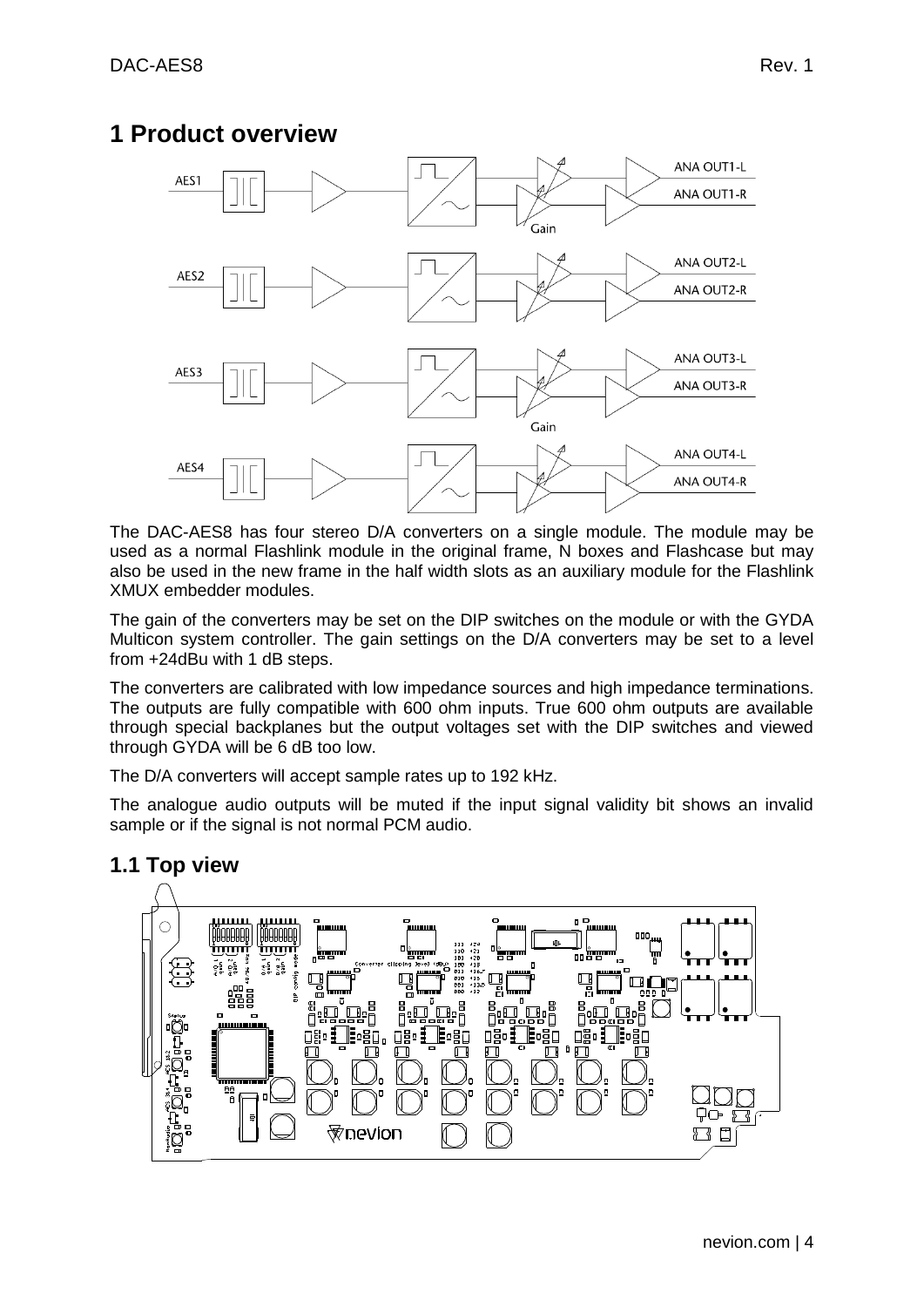# 1 Product overview

The DAC-AES8 has four stereo D/A converters on a single module. The module may be used as a normal Flashlink module in the original frame, N boxes and Flashcase but may also be used in the new frame in the half width slots as an auxiliary module for the Flashlink XMUX embedder modules.

The gain of the converters may be set on the DIP switches on the module or with the GYDA Multicon system controller. The gain settings on the D/A converters may be set to a level from +24dBu with 1 dB steps.

The converters are calibrated with low impedance sources and high impedance terminations. The outputs are fully compatible with 600 ohm inputs. True 600 ohm outputs are available through special backplanes but the output voltages set with the DIP switches and viewed through GYDA will be 6 dB too low.

The D/A converters will accept sample rates up to 192 kHz.

The analogue audio outputs will be muted if the input signal validity bit shows an invalid sample or if the signal is not normal PCM audio.

## 1.1 Top view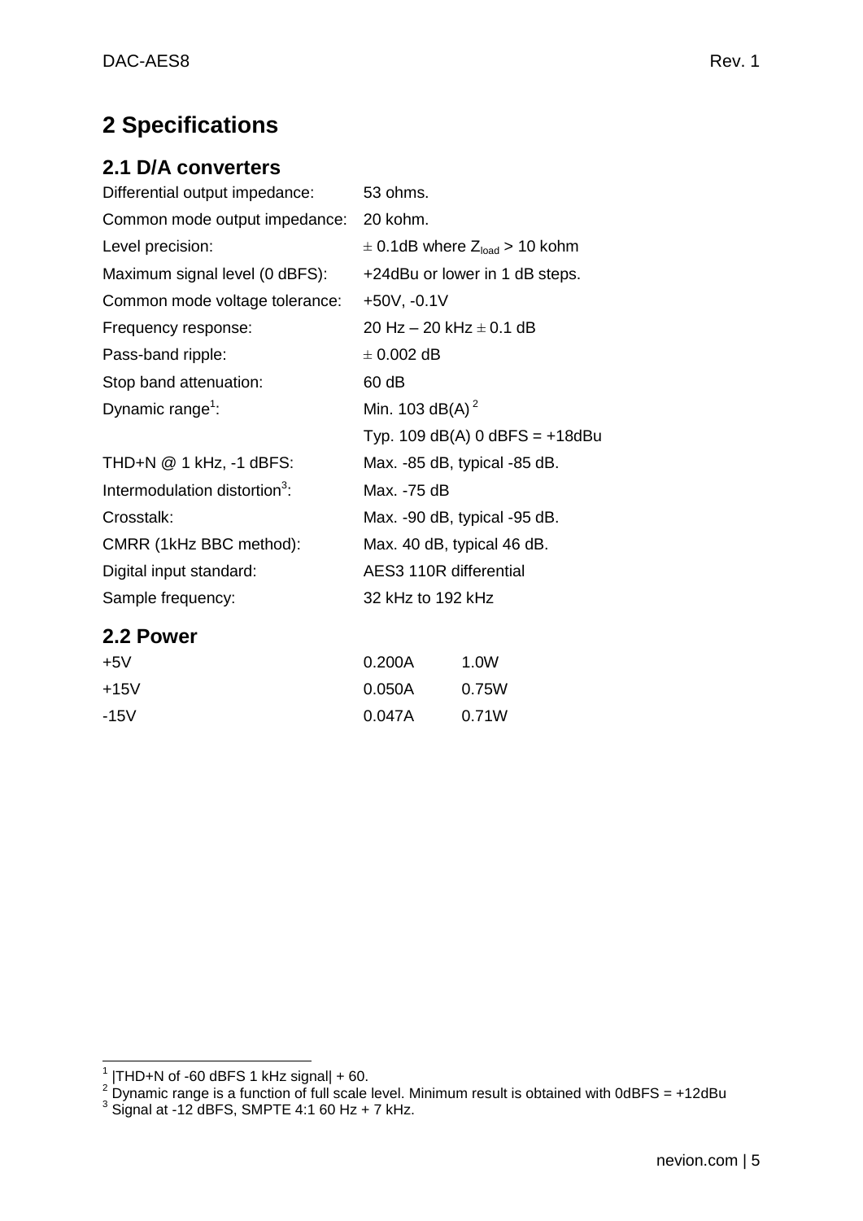# 2 Specifications

## 2.1 D/A converters

| | |
|---|---|
| Differential output impedance: | 53 ohms. |
| Common mode output impedance: | 20 kohm. |
| Level precision: | ± 0.1dB where $Z_{load}$ > 10 kohm |
| Maximum signal level (0 dBFS): | +24dBu or lower in 1 dB steps. |
| Common mode voltage tolerance: | +50V, -0.1V |
| Frequency response: | 20 Hz – 20 kHz ± 0.1 dB |
| Pass-band ripple: | ± 0.002 dB |
| Stop band attenuation: | 60 dB |
| Dynamic range[1]: | Min. 103 dB(A) [2] |
| | Typ. 109 dB(A) 0 dBFS = +18dBu |
| THD+N @ 1 kHz, -1 dBFS: | Max. -85 dB, typical -85 dB. |
| Intermodulation distortion[3]: | Max. -75 dB |
| Crosstalk: | Max. -90 dB, typical -95 dB. |
| CMRR (1kHz BBC method): | Max. 40 dB, typical 46 dB. |
| Digital input standard: | AES3 110R differential |
| Sample frequency: | 32 kHz to 192 kHz |

## 2.2 Power

| | | |
|---|---|---|
| +5V | 0.200A | 1.0W |
| +15V | 0.050A | 0.75W |
| -15V | 0.047A | 0.71W |

[1] |THD+N of -60 dBFS 1 kHz signal| + 60.
[2] Dynamic range is a function of full scale level. Minimum result is obtained with 0dBFS = +12dBu
[3] Signal at -12 dBFS, SMPTE 4:1 60 Hz + 7 kHz.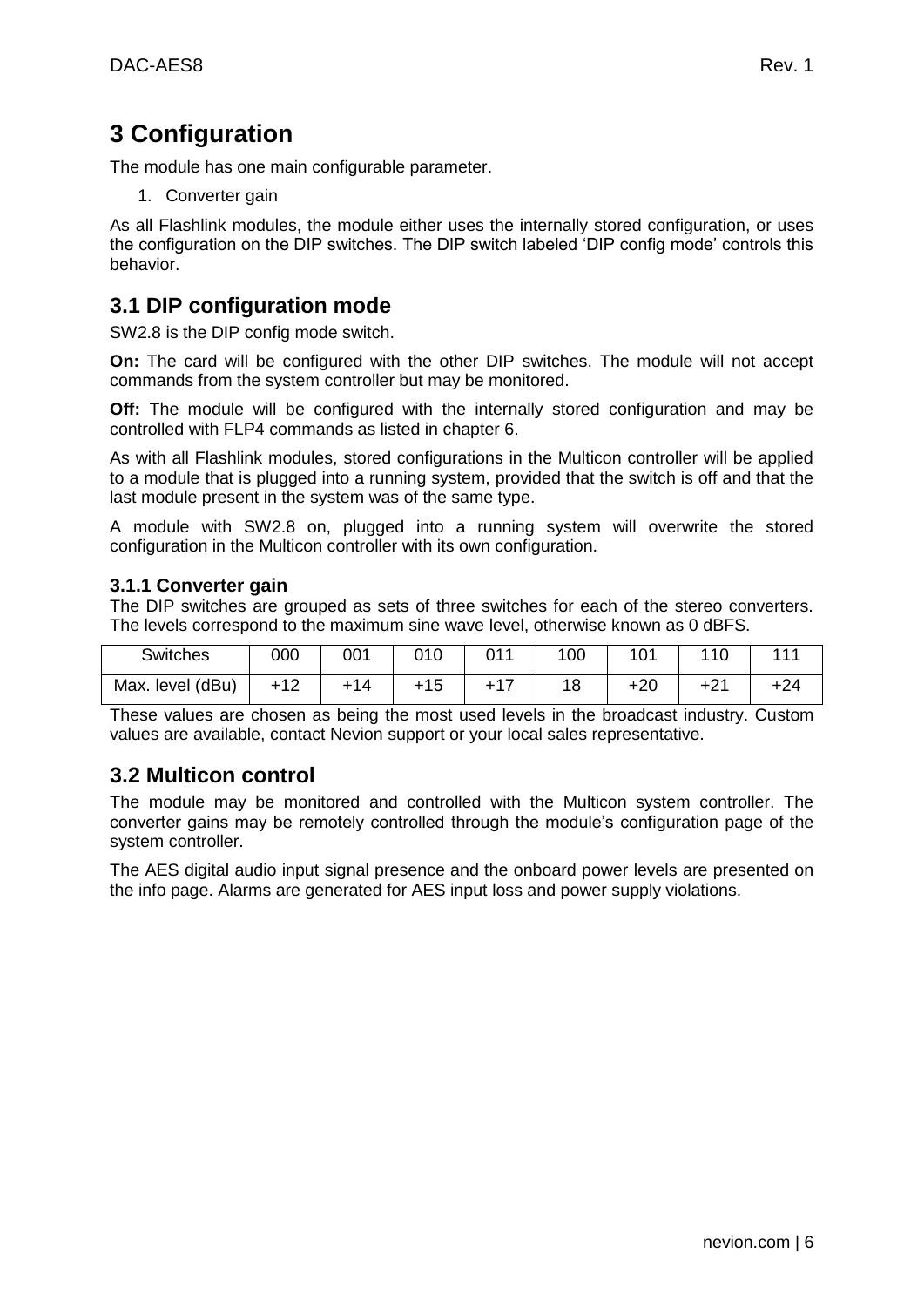# 3 Configuration

The module has one main configurable parameter.

1. Converter gain

As all Flashlink modules, the module either uses the internally stored configuration, or uses the configuration on the DIP switches. The DIP switch labeled 'DIP config mode' controls this behavior.

## 3.1 DIP configuration mode

SW2.8 is the DIP config mode switch.

**On:** The card will be configured with the other DIP switches. The module will not accept commands from the system controller but may be monitored.

**Off:** The module will be configured with the internally stored configuration and may be controlled with FLP4 commands as listed in chapter 6.

As with all Flashlink modules, stored configurations in the Multicon controller will be applied to a module that is plugged into a running system, provided that the switch is off and that the last module present in the system was of the same type.

A module with SW2.8 on, plugged into a running system will overwrite the stored configuration in the Multicon controller with its own configuration.

### 3.1.1 Converter gain

The DIP switches are grouped as sets of three switches for each of the stereo converters. The levels correspond to the maximum sine wave level, otherwise known as 0 dBFS.

| Switches | 000 | 001 | 010 | 011 | 100 | 101 | 110 | 111 |
|---|---|---|---|---|---|---|---|---|
| Max. level (dBu) | +12 | +14 | +15 | +17 | 18 | +20 | +21 | +24 |

These values are chosen as being the most used levels in the broadcast industry. Custom values are available, contact Nevion support or your local sales representative.

## 3.2 Multicon control

The module may be monitored and controlled with the Multicon system controller. The converter gains may be remotely controlled through the module's configuration page of the system controller.

The AES digital audio input signal presence and the onboard power levels are presented on the info page. Alarms are generated for AES input loss and power supply violations.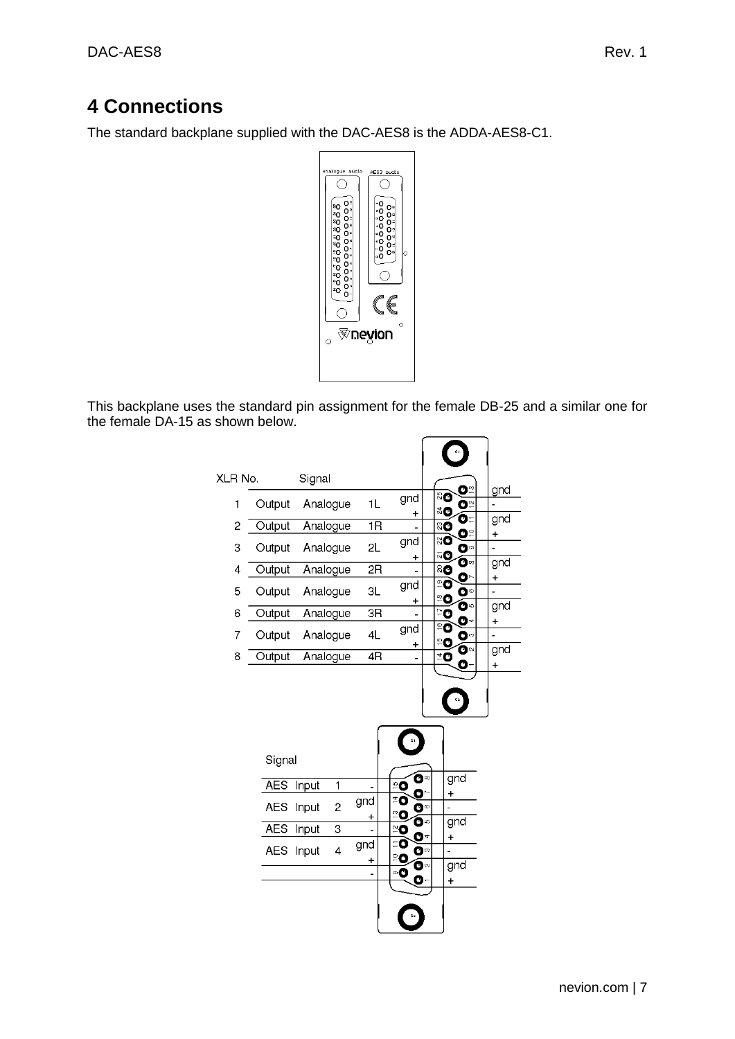# 4 Connections

The standard backplane supplied with the DAC-AES8 is the ADDA-AES8-C1.

This backplane uses the standard pin assignment for the female DB-25 and a similar one for the female DA-15 as shown below.

| XLR No. | Signal | | |
|---|---|---|---|
| 1 | Output | Analogue | 1L |
| 2 | Output | Analogue | 1R |
| 3 | Output | Analogue | 2L |
| 4 | Output | Analogue | 2R |
| 5 | Output | Analogue | 3L |
| 6 | Output | Analogue | 3R |
| 7 | Output | Analogue | 4L |
| 8 | Output | Analogue | 4R |

| Signal | | |
|---|---|---|
| AES | Input | 1 |
| AES | Input | 2 |
| AES | Input | 3 |
| AES | Input | 4 |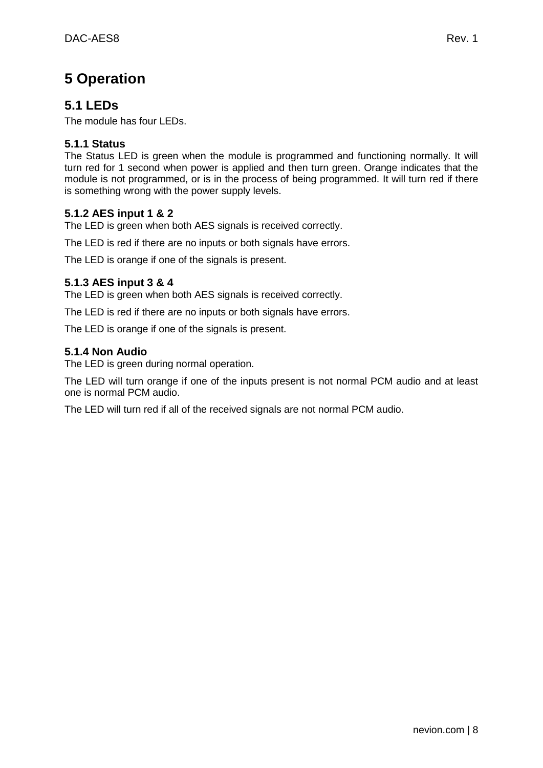# 5 Operation

## 5.1 LEDs

The module has four LEDs.

### 5.1.1 Status

The Status LED is green when the module is programmed and functioning normally. It will turn red for 1 second when power is applied and then turn green. Orange indicates that the module is not programmed, or is in the process of being programmed. It will turn red if there is something wrong with the power supply levels.

### 5.1.2 AES input 1 & 2

The LED is green when both AES signals is received correctly.

The LED is red if there are no inputs or both signals have errors.

The LED is orange if one of the signals is present.

### 5.1.3 AES input 3 & 4

The LED is green when both AES signals is received correctly.

The LED is red if there are no inputs or both signals have errors.

The LED is orange if one of the signals is present.

### 5.1.4 Non Audio

The LED is green during normal operation.

The LED will turn orange if one of the inputs present is not normal PCM audio and at least one is normal PCM audio.

The LED will turn red if all of the received signals are not normal PCM audio.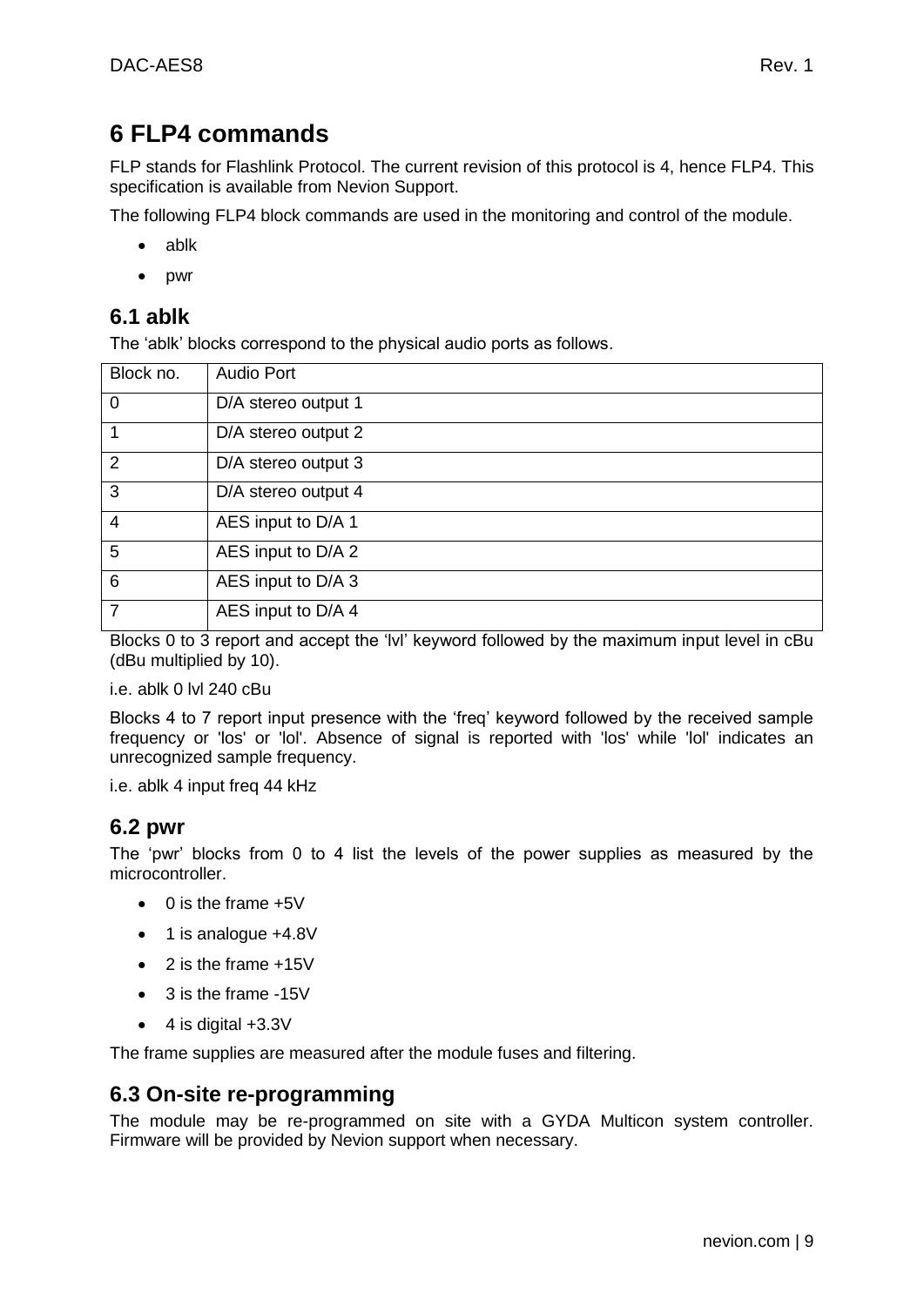# 6 FLP4 commands

FLP stands for Flashlink Protocol. The current revision of this protocol is 4, hence FLP4. This specification is available from Nevion Support.

The following FLP4 block commands are used in the monitoring and control of the module.

- ablk
- pwr

## 6.1 ablk

The ‘ablk’ blocks correspond to the physical audio ports as follows.

| Block no. | Audio Port |
|---|---|
| 0 | D/A stereo output 1 |
| 1 | D/A stereo output 2 |
| 2 | D/A stereo output 3 |
| 3 | D/A stereo output 4 |
| 4 | AES input to D/A 1 |
| 5 | AES input to D/A 2 |
| 6 | AES input to D/A 3 |
| 7 | AES input to D/A 4 |

Blocks 0 to 3 report and accept the ‘lvl’ keyword followed by the maximum input level in cBu (dBu multiplied by 10).

i.e. ablk 0 lvl 240 cBu

Blocks 4 to 7 report input presence with the ‘freq’ keyword followed by the received sample frequency or 'los' or 'lol'. Absence of signal is reported with 'los' while 'lol' indicates an unrecognized sample frequency.

i.e. ablk 4 input freq 44 kHz

## 6.2 pwr

The ‘pwr’ blocks from 0 to 4 list the levels of the power supplies as measured by the microcontroller.

- 0 is the frame +5V
- 1 is analogue +4.8V
- 2 is the frame +15V
- 3 is the frame -15V
- 4 is digital +3.3V

The frame supplies are measured after the module fuses and filtering.

## 6.3 On-site re-programming

The module may be re-programmed on site with a GYDA Multicon system controller. Firmware will be provided by Nevion support when necessary.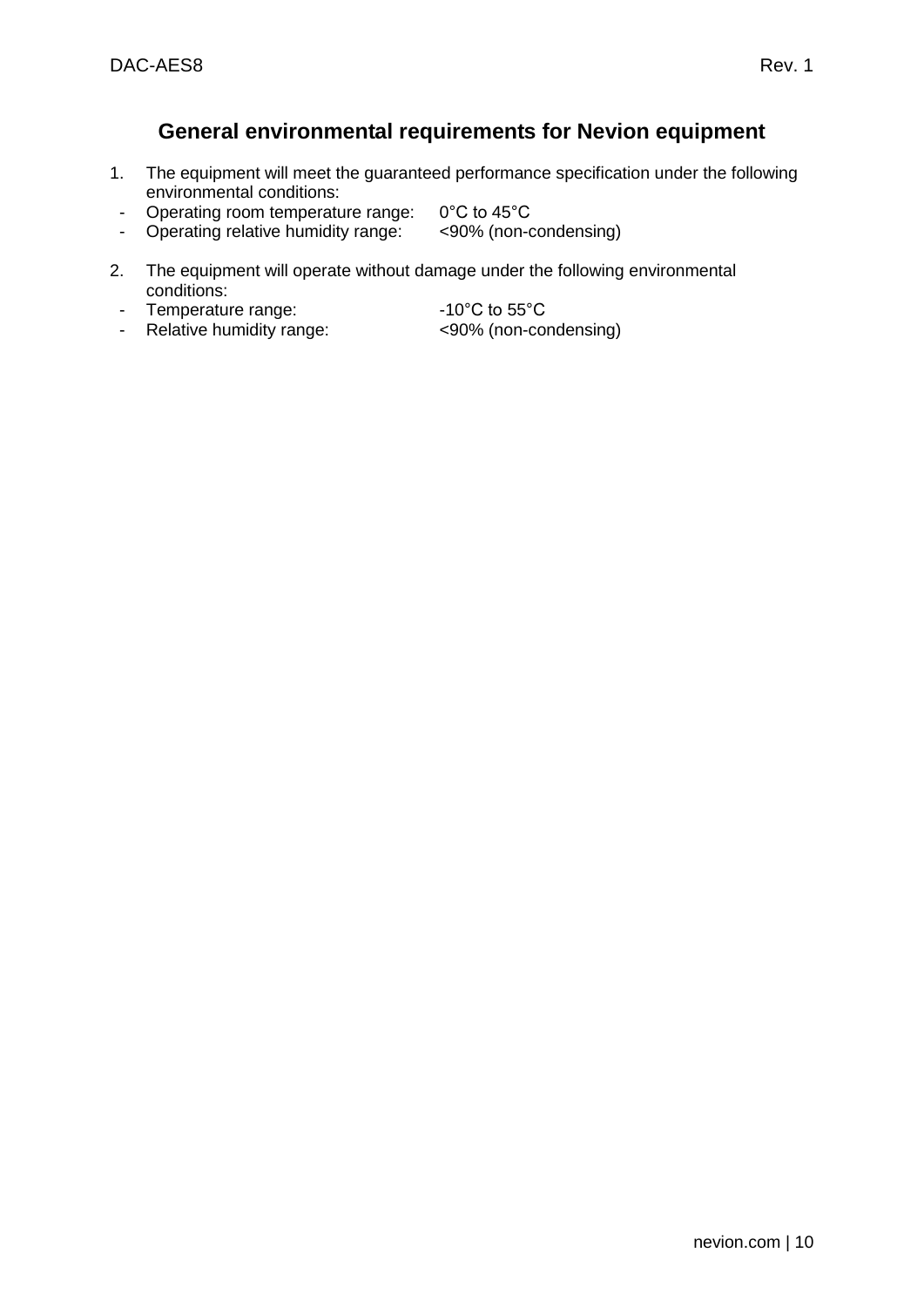## General environmental requirements for Nevion equipment

1. The equipment will meet the guaranteed performance specification under the following environmental conditions:
   - Operating room temperature range: 0°C to 45°C
   - Operating relative humidity range: <90% (non-condensing)

2. The equipment will operate without damage under the following environmental conditions:
   - Temperature range: -10°C to 55°C
   - Relative humidity range: <90% (non-condensing)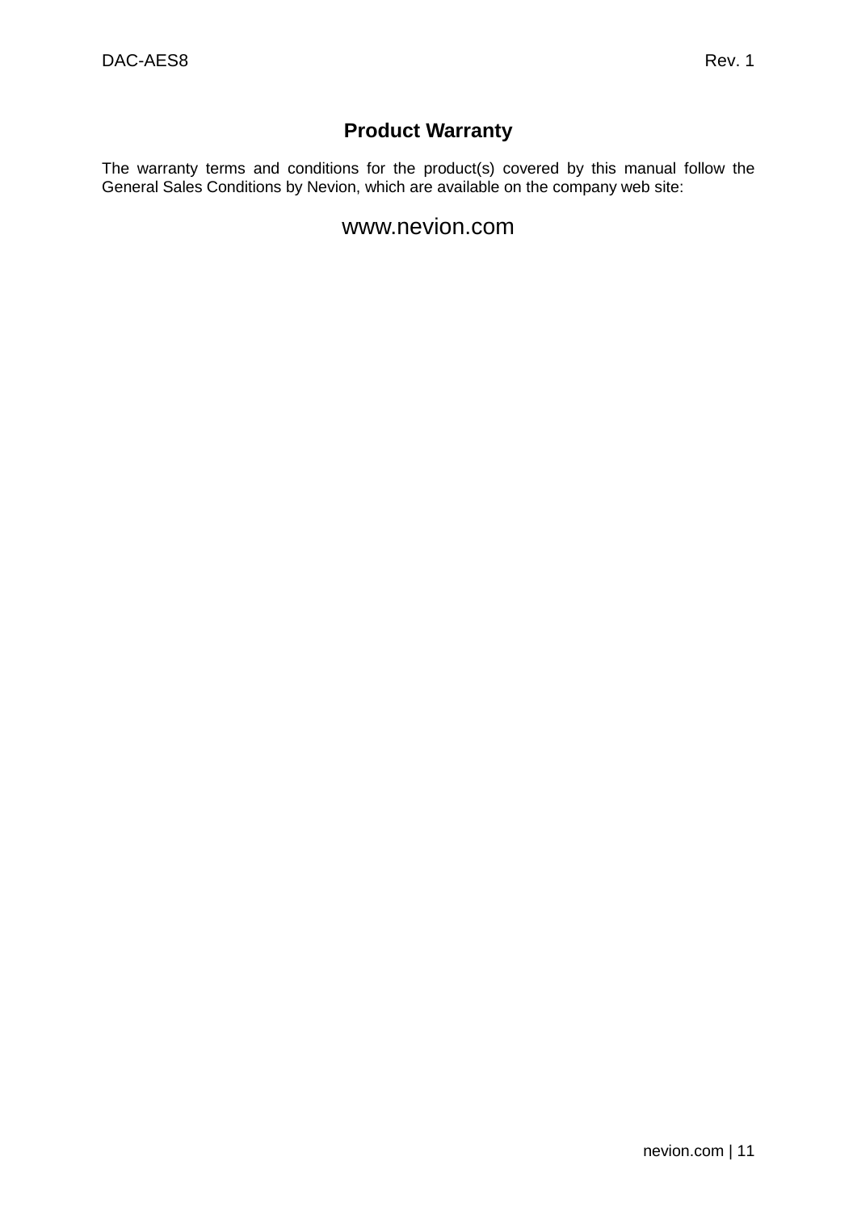# Product Warranty

The warranty terms and conditions for the product(s) covered by this manual follow the General Sales Conditions by Nevion, which are available on the company web site:

www.nevion.com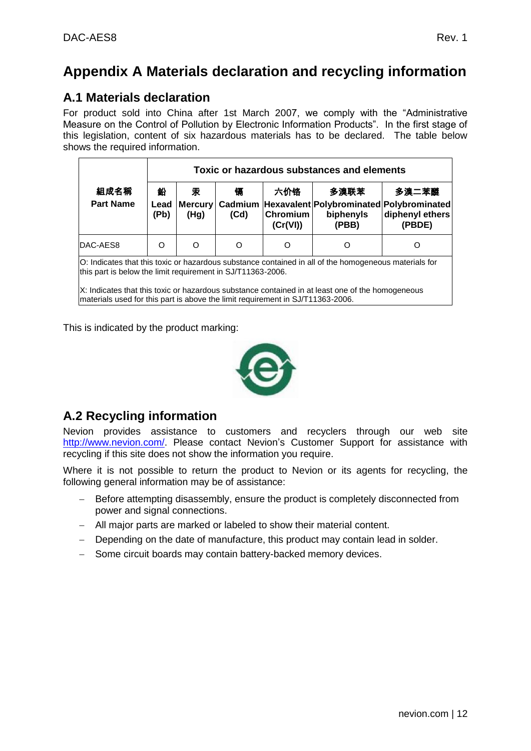# Appendix A Materials declaration and recycling information

## A.1 Materials declaration

For product sold into China after 1st March 2007, we comply with the "Administrative Measure on the Control of Pollution by Electronic Information Products". In the first stage of this legislation, content of six hazardous materials has to be declared. The table below shows the required information.

| 組成名稱 Part Name | Toxic or hazardous substances and elements | | | | | |
|---|---|---|---|---|---|---|
| | 鉛 Lead (Pb) | 汞 Mercury (Hg) | 镉 Cadmium (Cd) | 六价铬 Hexavalent Chromium (Cr(VI)) | 多溴联苯 Polybrominated biphenyls (PBB) | 多溴二苯醚 Polybrominated diphenyl ethers (PBDE) |
| DAC-AES8 | O | O | O | O | O | O |

O: Indicates that this toxic or hazardous substance contained in all of the homogeneous materials for this part is below the limit requirement in SJ/T11363-2006.

X: Indicates that this toxic or hazardous substance contained in at least one of the homogeneous materials used for this part is above the limit requirement in SJ/T11363-2006.

This is indicated by the product marking:

## A.2 Recycling information

Nevion provides assistance to customers and recyclers through our web site http://www.nevion.com/. Please contact Nevion's Customer Support for assistance with recycling if this site does not show the information you require.

Where it is not possible to return the product to Nevion or its agents for recycling, the following general information may be of assistance:

- Before attempting disassembly, ensure the product is completely disconnected from power and signal connections.
- All major parts are marked or labeled to show their material content.
- Depending on the date of manufacture, this product may contain lead in solder.
- Some circuit boards may contain battery-backed memory devices.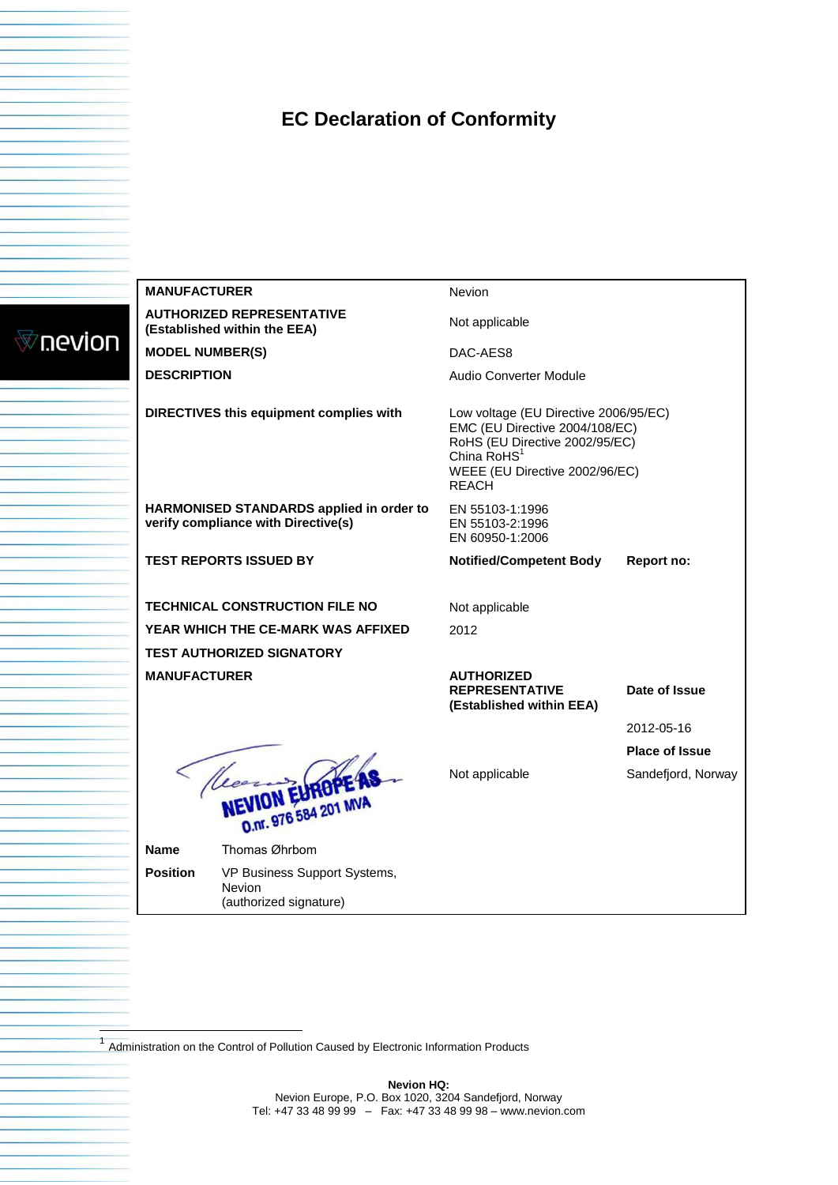# EC Declaration of Conformity

| | | |
|---|---|---|
| **MANUFACTURER** | Nevion | |
| **AUTHORIZED REPRESENTATIVE (Established within the EEA)** | Not applicable | |
| **MODEL NUMBER(S)** | DAC-AES8 | |
| **DESCRIPTION** | Audio Converter Module | |
| **DIRECTIVES this equipment complies with** | Low voltage (EU Directive 2006/95/EC)<br>EMC (EU Directive 2004/108/EC)<br>RoHS (EU Directive 2002/95/EC)<br>China RoHS[1]<br>WEEE (EU Directive 2002/96/EC)<br>REACH | |
| **HARMONISED STANDARDS applied in order to verify compliance with Directive(s)** | EN 55103-1:1996<br>EN 55103-2:1996<br>EN 60950-1:2006 | |
| **TEST REPORTS ISSUED BY** | **Notified/Competent Body** | **Report no:** |
| **TECHNICAL CONSTRUCTION FILE NO** | Not applicable | |
| **YEAR WHICH THE CE-MARK WAS AFFIXED** | 2012 | |
| **TEST AUTHORIZED SIGNATORY** | | |
| **MANUFACTURER** | **AUTHORIZED REPRESENTATIVE (Established within EEA)** | **Date of Issue** |
| | | 2012-05-16 |
| | | **Place of Issue** |
| NEVION EUROPE AS<br>O.nr. 976 584 201 MVA | Not applicable | Sandefjord, Norway |
| **Name** Thomas Øhrbom | | |
| **Position** VP Business Support Systems, Nevion (authorized signature) | | |

[1] Administration on the Control of Pollution Caused by Electronic Information Products

**Nevion HQ:**
Nevion Europe, P.O. Box 1020, 3204 Sandefjord, Norway
Tel: +47 33 48 99 99 – Fax: +47 33 48 99 98 – www.nevion.com